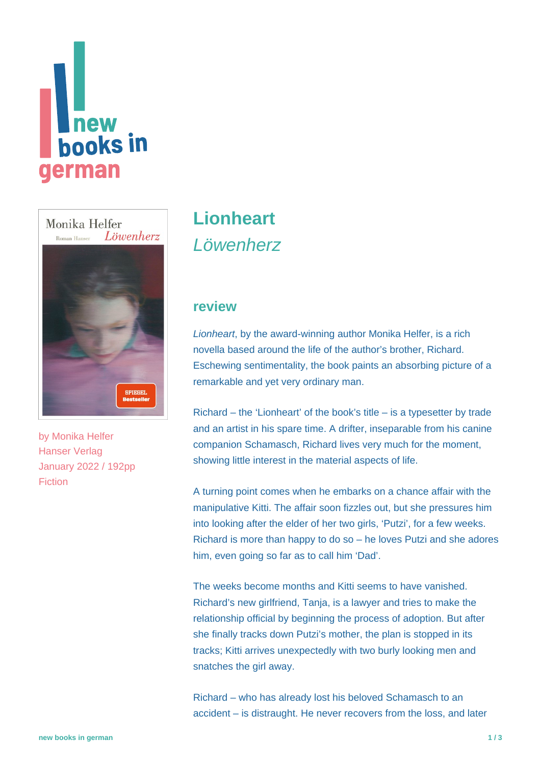# Lionheart

*Löwenherz*

by Monika Helfer
Hanser Verlag
January 2022 / 192pp
Fiction

## review

*Lionheart*, by the award-winning author Monika Helfer, is a rich novella based around the life of the author's brother, Richard. Eschewing sentimentality, the book paints an absorbing picture of a remarkable and yet very ordinary man.

Richard – the 'Lionheart' of the book's title – is a typesetter by trade and an artist in his spare time. A drifter, inseparable from his canine companion Schamasch, Richard lives very much for the moment, showing little interest in the material aspects of life.

A turning point comes when he embarks on a chance affair with the manipulative Kitti. The affair soon fizzles out, but she pressures him into looking after the elder of her two girls, 'Putzi', for a few weeks. Richard is more than happy to do so – he loves Putzi and she adores him, even going so far as to call him 'Dad'.

The weeks become months and Kitti seems to have vanished. Richard's new girlfriend, Tanja, is a lawyer and tries to make the relationship official by beginning the process of adoption. But after she finally tracks down Putzi's mother, the plan is stopped in its tracks; Kitti arrives unexpectedly with two burly looking men and snatches the girl away.

Richard – who has already lost his beloved Schamasch to an accident – is distraught. He never recovers from the loss, and later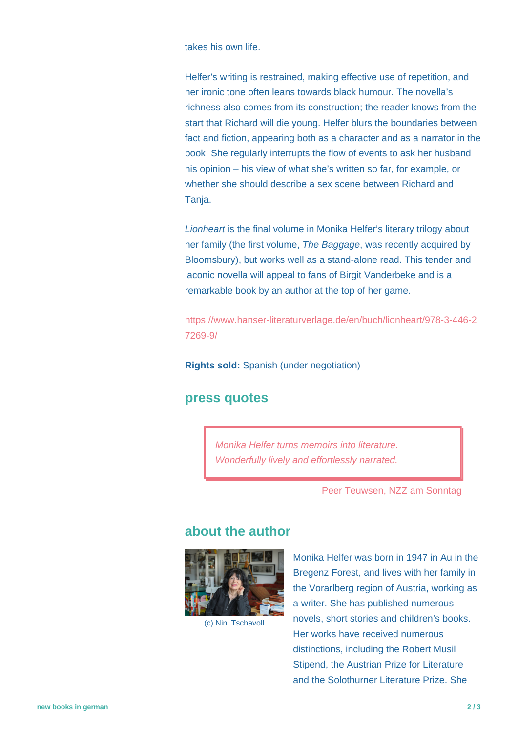takes his own life.

Helfer's writing is restrained, making effective use of repetition, and her ironic tone often leans towards black humour. The novella's richness also comes from its construction; the reader knows from the start that Richard will die young. Helfer blurs the boundaries between fact and fiction, appearing both as a character and as a narrator in the book. She regularly interrupts the flow of events to ask her husband his opinion – his view of what she's written so far, for example, or whether she should describe a sex scene between Richard and Tanja.

*Lionheart* is the final volume in Monika Helfer's literary trilogy about her family (the first volume, *The Baggage*, was recently acquired by Bloomsbury), but works well as a stand-alone read. This tender and laconic novella will appeal to fans of Birgit Vanderbeke and is a remarkable book by an author at the top of her game.

https://www.hanser-literaturverlage.de/en/buch/lionheart/978-3-446-27269-9/

**Rights sold:** Spanish (under negotiation)

## press quotes

> *Monika Helfer turns memoirs into literature. Wonderfully lively and effortlessly narrated.*

Peer Teuwsen, NZZ am Sonntag

## about the author

(c) Nini Tschavoll

Monika Helfer was born in 1947 in Au in the Bregenz Forest, and lives with her family in the Vorarlberg region of Austria, working as a writer. She has published numerous novels, short stories and children's books. Her works have received numerous distinctions, including the Robert Musil Stipend, the Austrian Prize for Literature and the Solothurner Literature Prize. She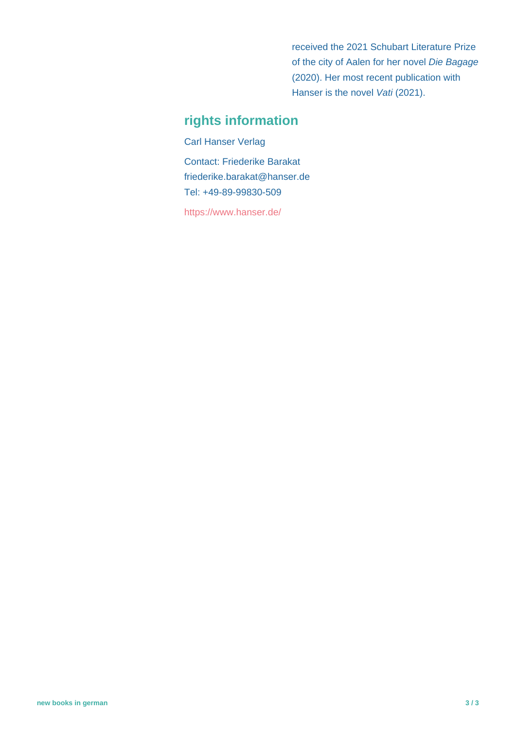received the 2021 Schubart Literature Prize of the city of Aalen for her novel *Die Bagage* (2020). Her most recent publication with Hanser is the novel *Vati* (2021).

## rights information

Carl Hanser Verlag

Contact: Friederike Barakat
friederike.barakat@hanser.de
Tel: +49-89-99830-509

https://www.hanser.de/